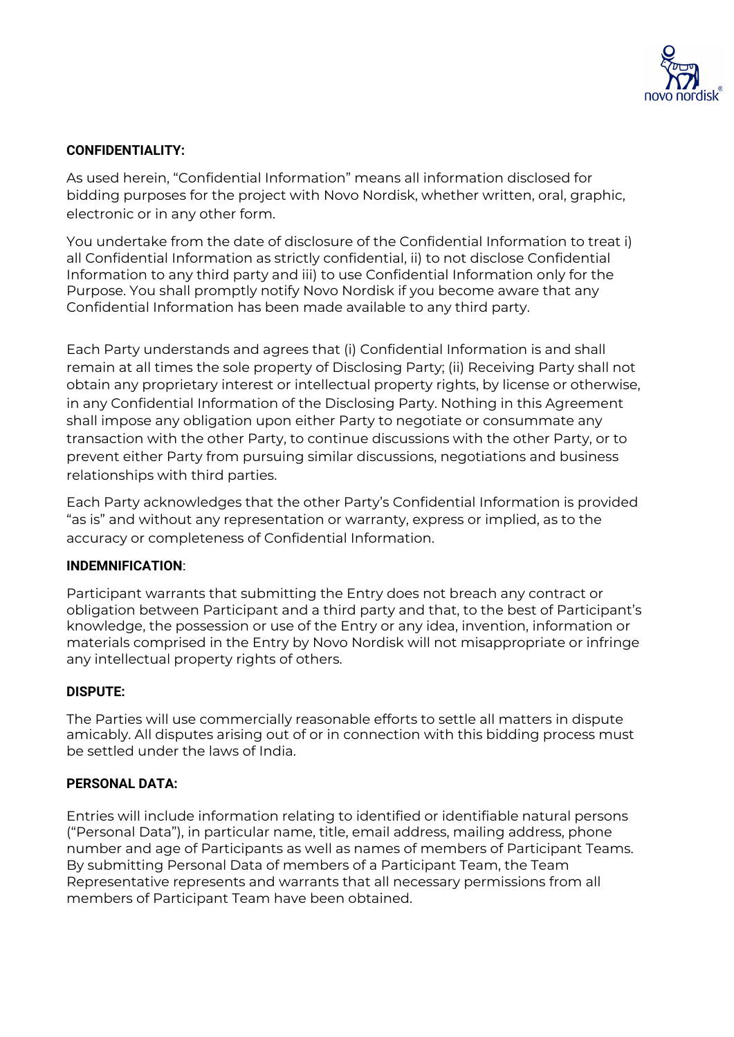**CONFIDENTIALITY:**

As used herein, "Confidential Information" means all information disclosed for bidding purposes for the project with Novo Nordisk, whether written, oral, graphic, electronic or in any other form.

You undertake from the date of disclosure of the Confidential Information to treat i) all Confidential Information as strictly confidential, ii) to not disclose Confidential Information to any third party and iii) to use Confidential Information only for the Purpose. You shall promptly notify Novo Nordisk if you become aware that any Confidential Information has been made available to any third party.

Each Party understands and agrees that (i) Confidential Information is and shall remain at all times the sole property of Disclosing Party; (ii) Receiving Party shall not obtain any proprietary interest or intellectual property rights, by license or otherwise, in any Confidential Information of the Disclosing Party. Nothing in this Agreement shall impose any obligation upon either Party to negotiate or consummate any transaction with the other Party, to continue discussions with the other Party, or to prevent either Party from pursuing similar discussions, negotiations and business relationships with third parties.

Each Party acknowledges that the other Party's Confidential Information is provided "as is" and without any representation or warranty, express or implied, as to the accuracy or completeness of Confidential Information.

**INDEMNIFICATION**:

Participant warrants that submitting the Entry does not breach any contract or obligation between Participant and a third party and that, to the best of Participant's knowledge, the possession or use of the Entry or any idea, invention, information or materials comprised in the Entry by Novo Nordisk will not misappropriate or infringe any intellectual property rights of others.

**DISPUTE:**

The Parties will use commercially reasonable efforts to settle all matters in dispute amicably. All disputes arising out of or in connection with this bidding process must be settled under the laws of India.

**PERSONAL DATA:**

Entries will include information relating to identified or identifiable natural persons ("Personal Data"), in particular name, title, email address, mailing address, phone number and age of Participants as well as names of members of Participant Teams. By submitting Personal Data of members of a Participant Team, the Team Representative represents and warrants that all necessary permissions from all members of Participant Team have been obtained.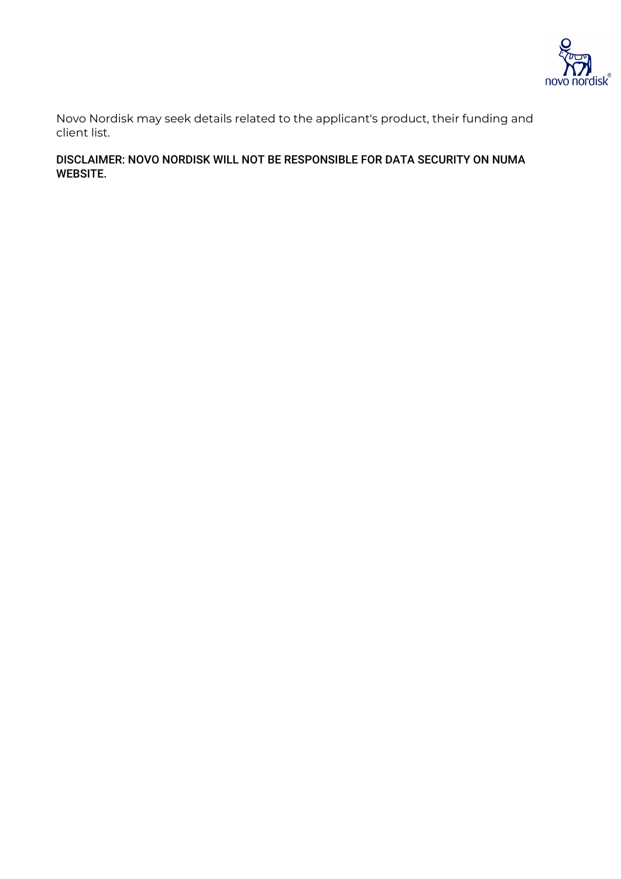Novo Nordisk may seek details related to the applicant's product, their funding and client list.

**DISCLAIMER: NOVO NORDISK WILL NOT BE RESPONSIBLE FOR DATA SECURITY ON NUMA WEBSITE.**